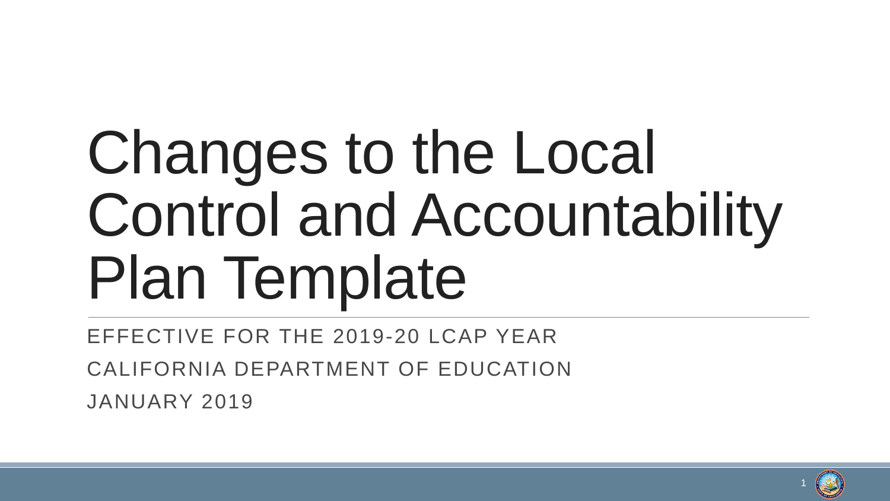# Changes to the Local Control and Accountability Plan Template

EFFECTIVE FOR THE 2019-20 LCAP YEAR

CALIFORNIA DEPARTMENT OF EDUCATION

JANUARY 2019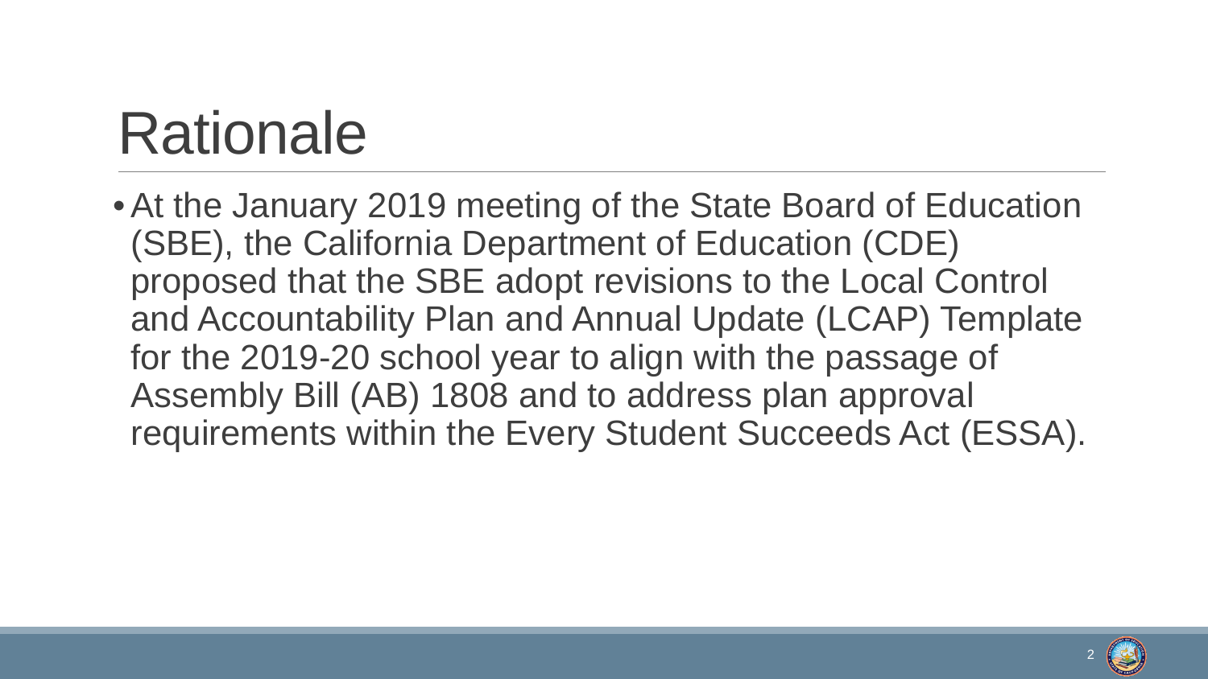# Rationale

- At the January 2019 meeting of the State Board of Education (SBE), the California Department of Education (CDE) proposed that the SBE adopt revisions to the Local Control and Accountability Plan and Annual Update (LCAP) Template for the 2019-20 school year to align with the passage of Assembly Bill (AB) 1808 and to address plan approval requirements within the Every Student Succeeds Act (ESSA).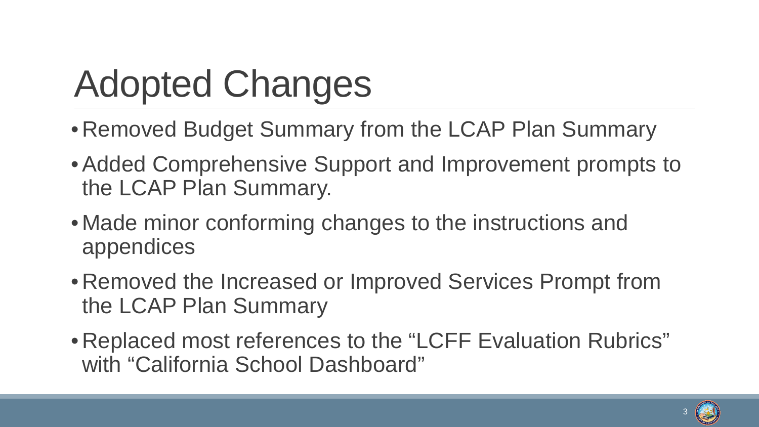# Adopted Changes

- Removed Budget Summary from the LCAP Plan Summary
- Added Comprehensive Support and Improvement prompts to the LCAP Plan Summary.
- Made minor conforming changes to the instructions and appendices
- Removed the Increased or Improved Services Prompt from the LCAP Plan Summary
- Replaced most references to the “LCFF Evaluation Rubrics” with “California School Dashboard”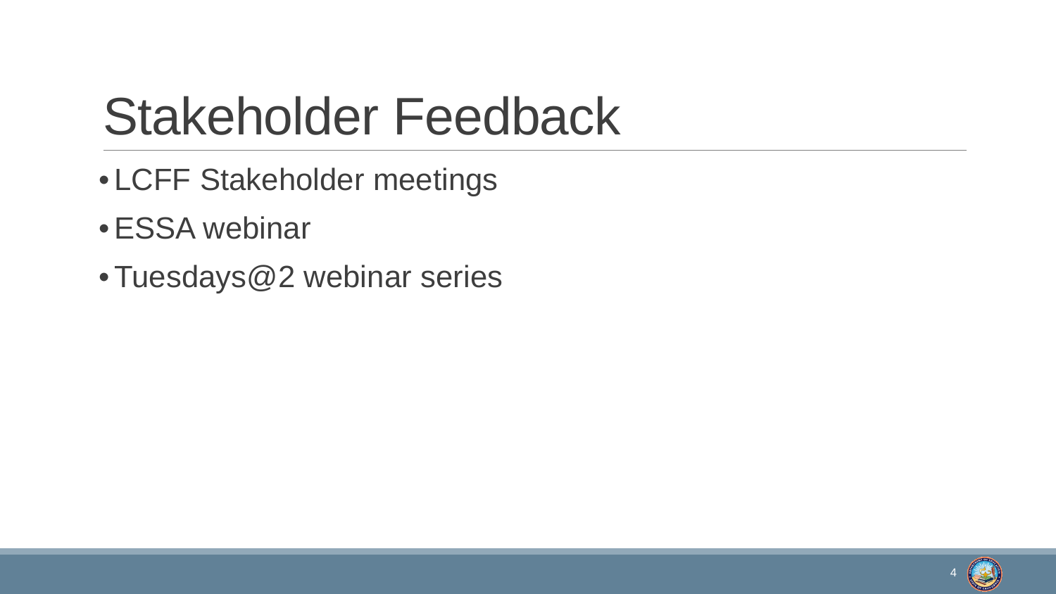# Stakeholder Feedback

- LCFF Stakeholder meetings
- ESSA webinar
- Tuesdays@2 webinar series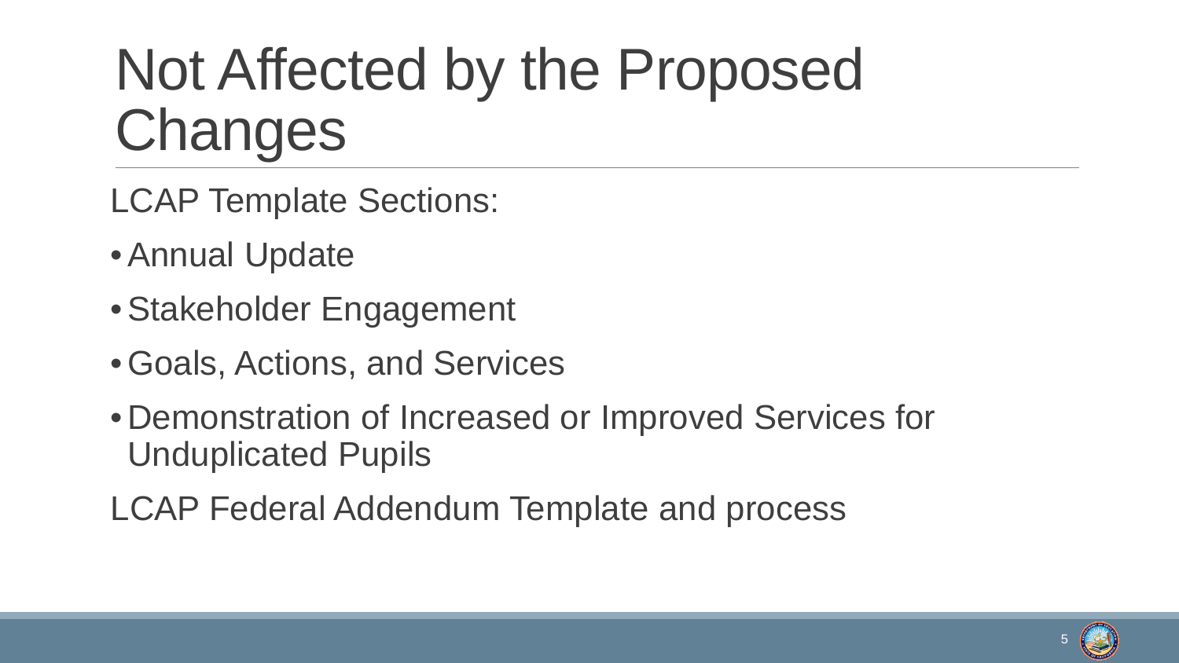# Not Affected by the Proposed Changes

LCAP Template Sections:

- Annual Update
- Stakeholder Engagement
- Goals, Actions, and Services
- Demonstration of Increased or Improved Services for Unduplicated Pupils

LCAP Federal Addendum Template and process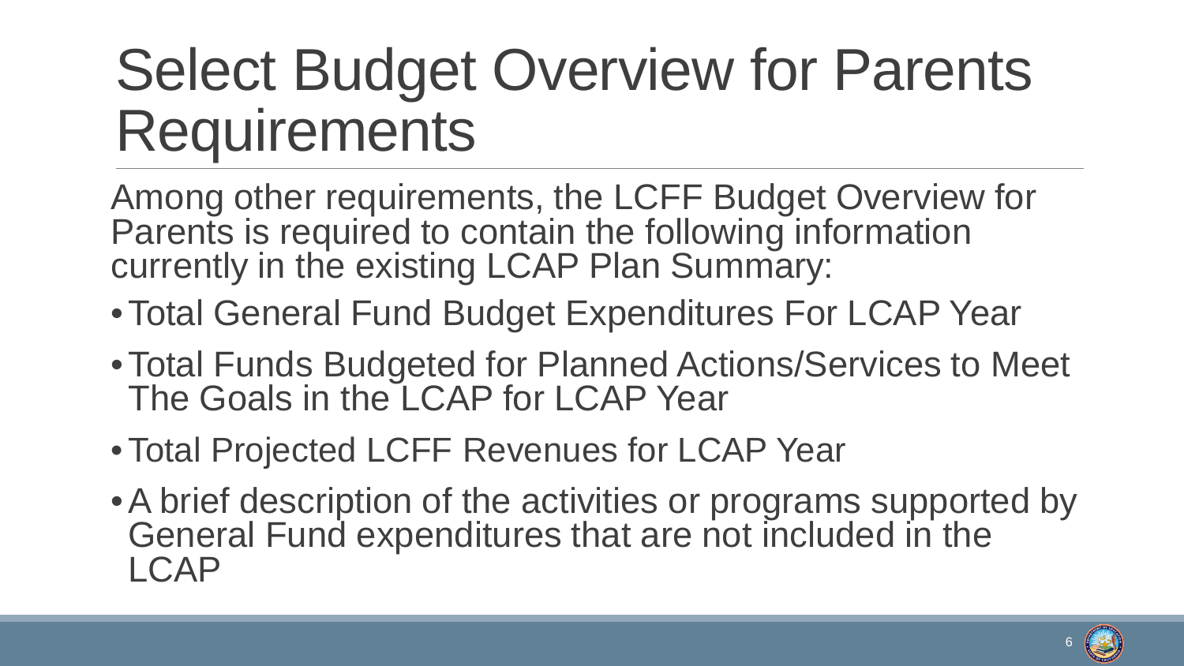# Select Budget Overview for Parents Requirements

Among other requirements, the LCFF Budget Overview for Parents is required to contain the following information currently in the existing LCAP Plan Summary:

- Total General Fund Budget Expenditures For LCAP Year
- Total Funds Budgeted for Planned Actions/Services to Meet The Goals in the LCAP for LCAP Year
- Total Projected LCFF Revenues for LCAP Year
- A brief description of the activities or programs supported by General Fund expenditures that are not included in the LCAP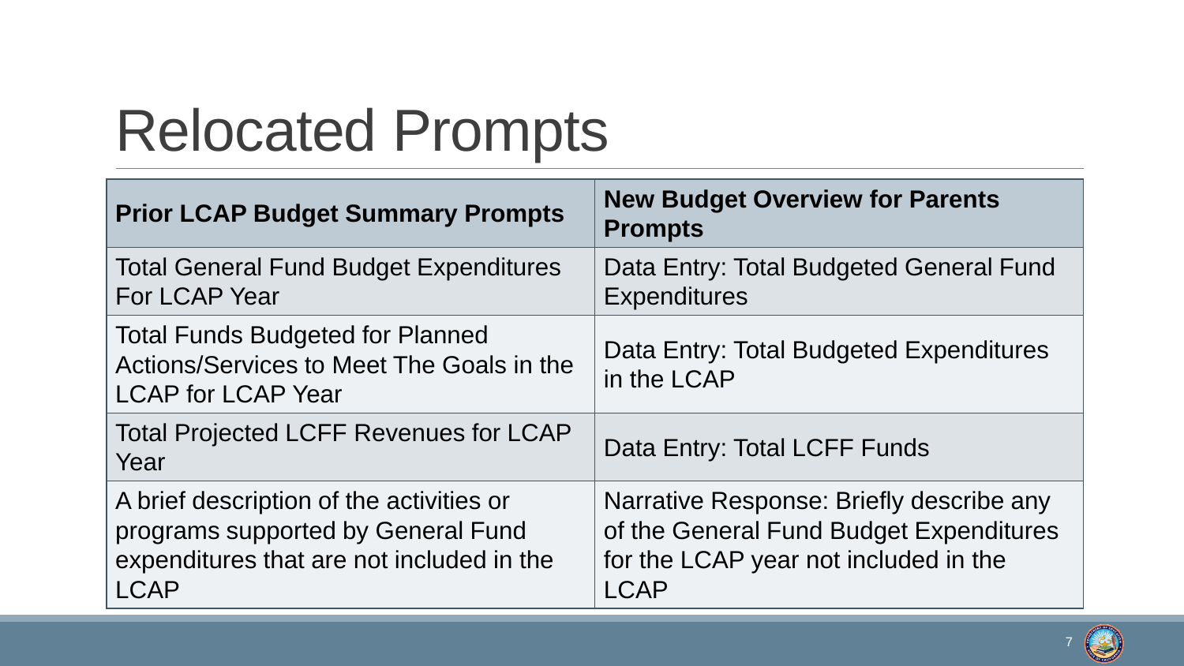# Relocated Prompts

| Prior LCAP Budget Summary Prompts | New Budget Overview for Parents Prompts |
|---|---|
| Total General Fund Budget Expenditures For LCAP Year | Data Entry: Total Budgeted General Fund Expenditures |
| Total Funds Budgeted for Planned Actions/Services to Meet The Goals in the LCAP for LCAP Year | Data Entry: Total Budgeted Expenditures in the LCAP |
| Total Projected LCFF Revenues for LCAP Year | Data Entry: Total LCFF Funds |
| A brief description of the activities or programs supported by General Fund expenditures that are not included in the LCAP | Narrative Response: Briefly describe any of the General Fund Budget Expenditures for the LCAP year not included in the LCAP |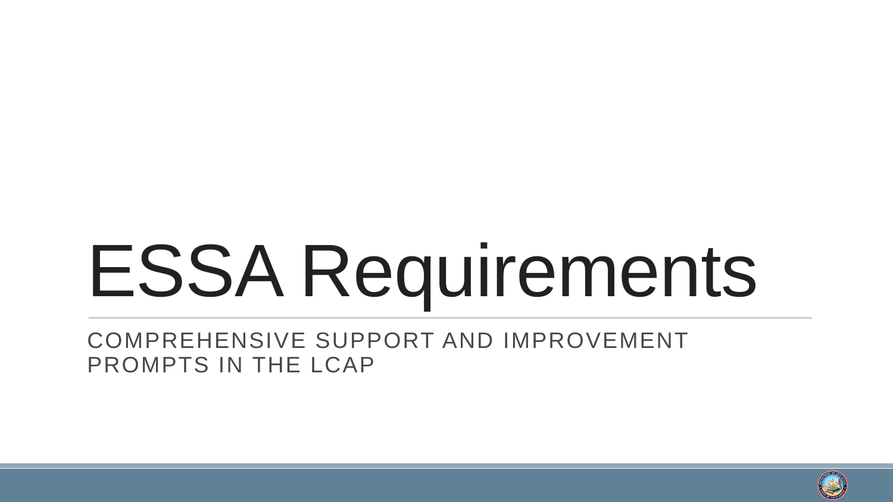# ESSA Requirements

COMPREHENSIVE SUPPORT AND IMPROVEMENT PROMPTS IN THE LCAP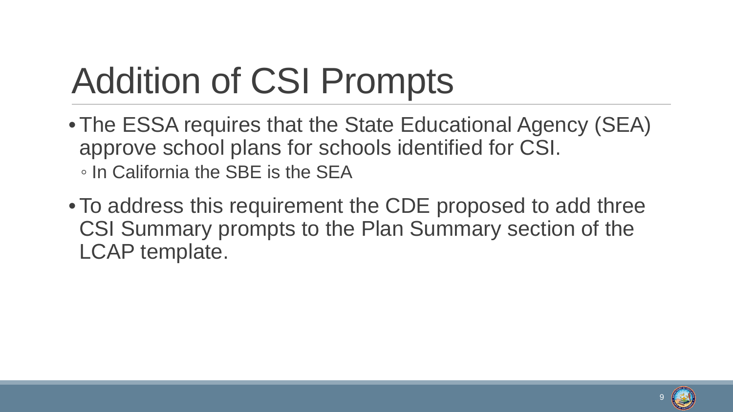# Addition of CSI Prompts

- The ESSA requires that the State Educational Agency (SEA) approve school plans for schools identified for CSI.
  - In California the SBE is the SEA
- To address this requirement the CDE proposed to add three CSI Summary prompts to the Plan Summary section of the LCAP template.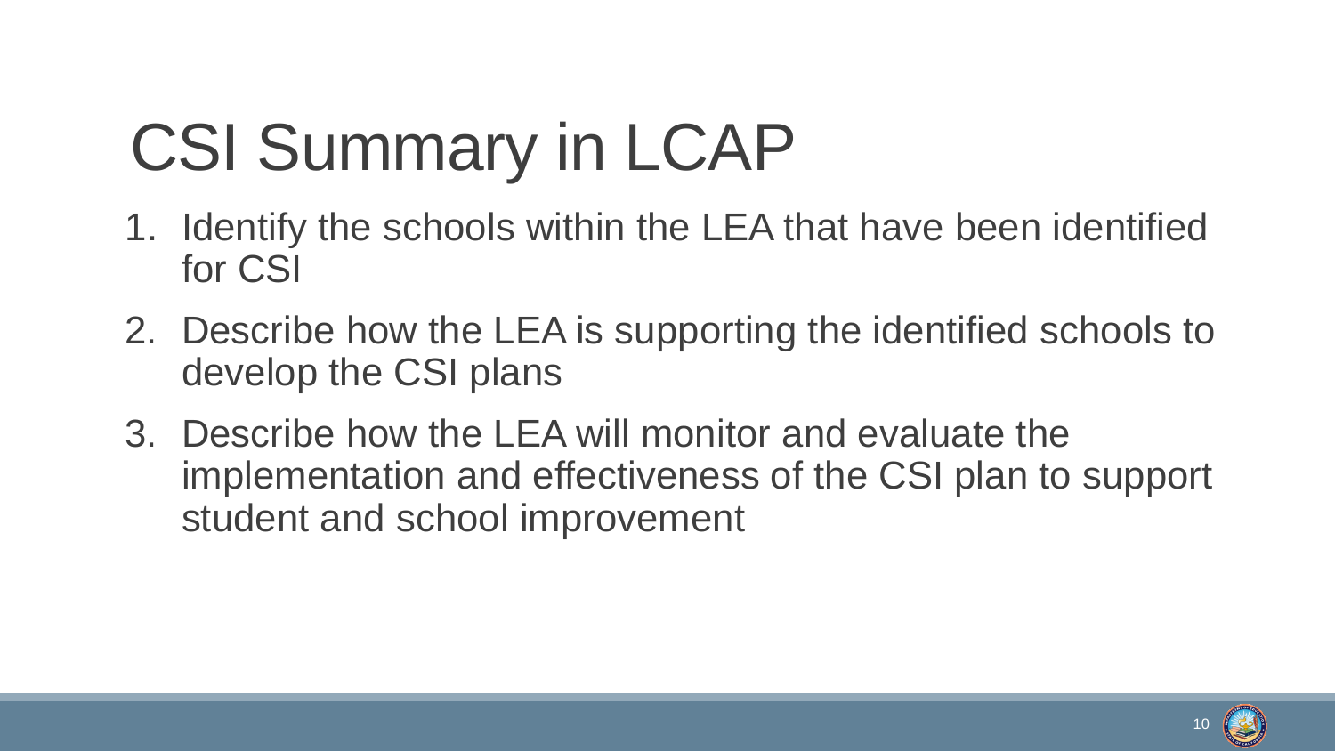# CSI Summary in LCAP

1. Identify the schools within the LEA that have been identified for CSI
2. Describe how the LEA is supporting the identified schools to develop the CSI plans
3. Describe how the LEA will monitor and evaluate the implementation and effectiveness of the CSI plan to support student and school improvement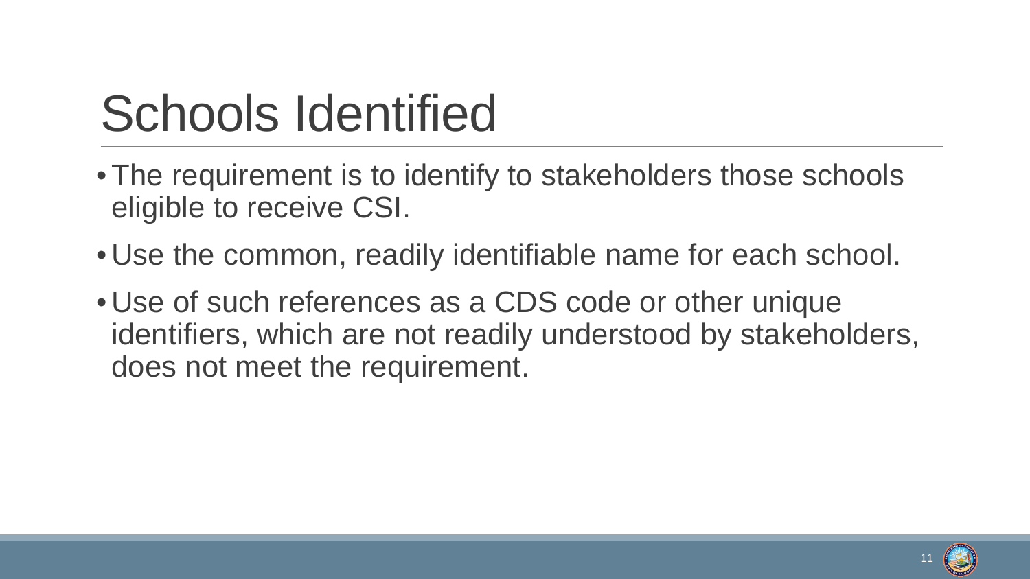# Schools Identified

- The requirement is to identify to stakeholders those schools eligible to receive CSI.
- Use the common, readily identifiable name for each school.
- Use of such references as a CDS code or other unique identifiers, which are not readily understood by stakeholders, does not meet the requirement.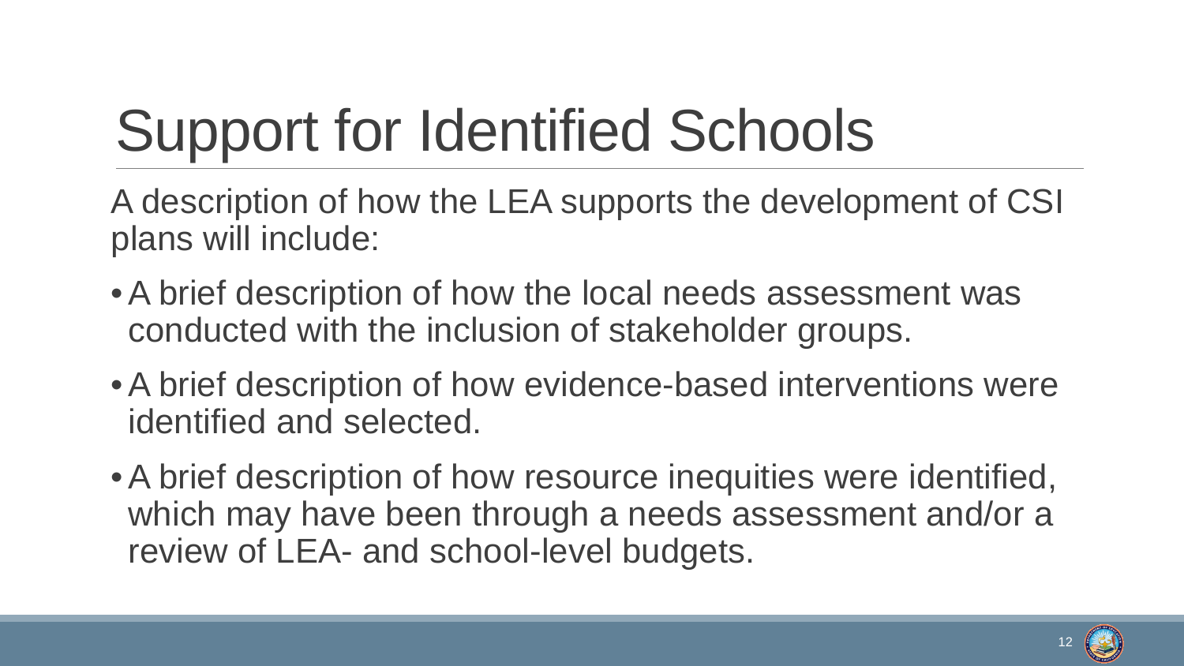# Support for Identified Schools

A description of how the LEA supports the development of CSI plans will include:

- A brief description of how the local needs assessment was conducted with the inclusion of stakeholder groups.
- A brief description of how evidence-based interventions were identified and selected.
- A brief description of how resource inequities were identified, which may have been through a needs assessment and/or a review of LEA- and school-level budgets.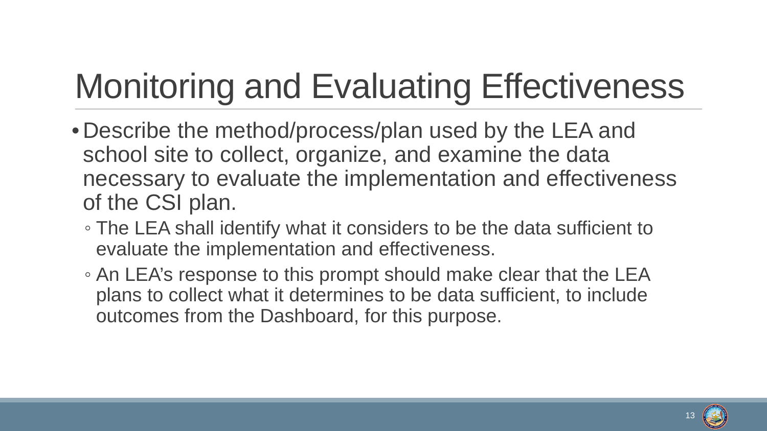# Monitoring and Evaluating Effectiveness

- Describe the method/process/plan used by the LEA and school site to collect, organize, and examine the data necessary to evaluate the implementation and effectiveness of the CSI plan.
  - The LEA shall identify what it considers to be the data sufficient to evaluate the implementation and effectiveness.
  - An LEA's response to this prompt should make clear that the LEA plans to collect what it determines to be data sufficient, to include outcomes from the Dashboard, for this purpose.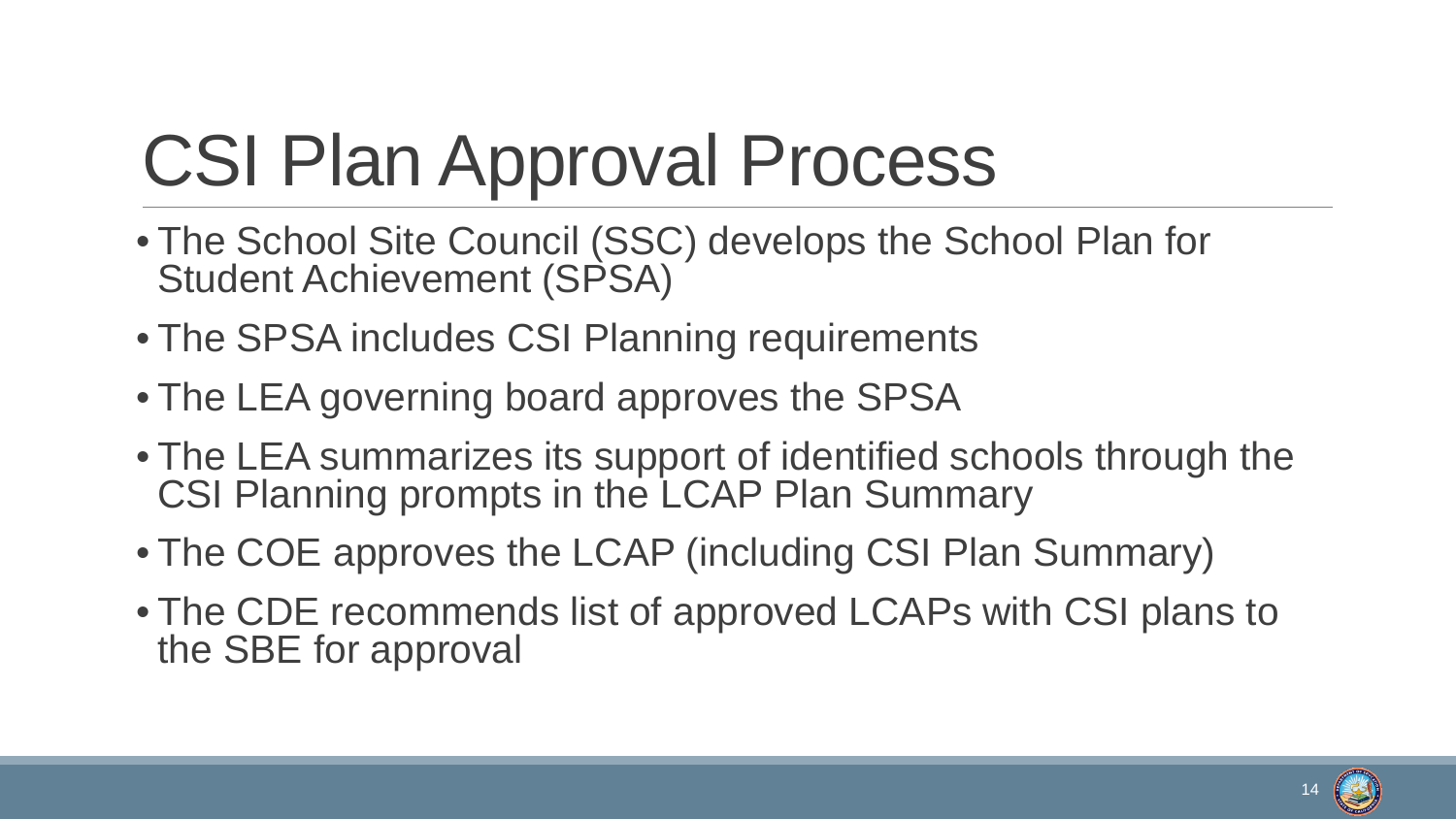# CSI Plan Approval Process

- The School Site Council (SSC) develops the School Plan for Student Achievement (SPSA)
- The SPSA includes CSI Planning requirements
- The LEA governing board approves the SPSA
- The LEA summarizes its support of identified schools through the CSI Planning prompts in the LCAP Plan Summary
- The COE approves the LCAP (including CSI Plan Summary)
- The CDE recommends list of approved LCAPs with CSI plans to the SBE for approval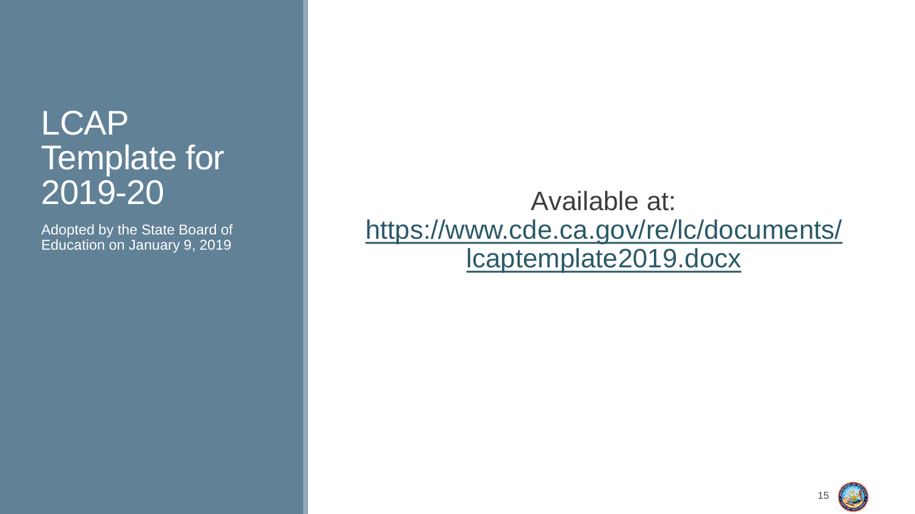# LCAP Template for 2019-20

Adopted by the State Board of Education on January 9, 2019

Available at: [https://www.cde.ca.gov/re/lc/documents/lcaptemplate2019.docx](https://www.cde.ca.gov/re/lc/documents/lcaptemplate2019.docx)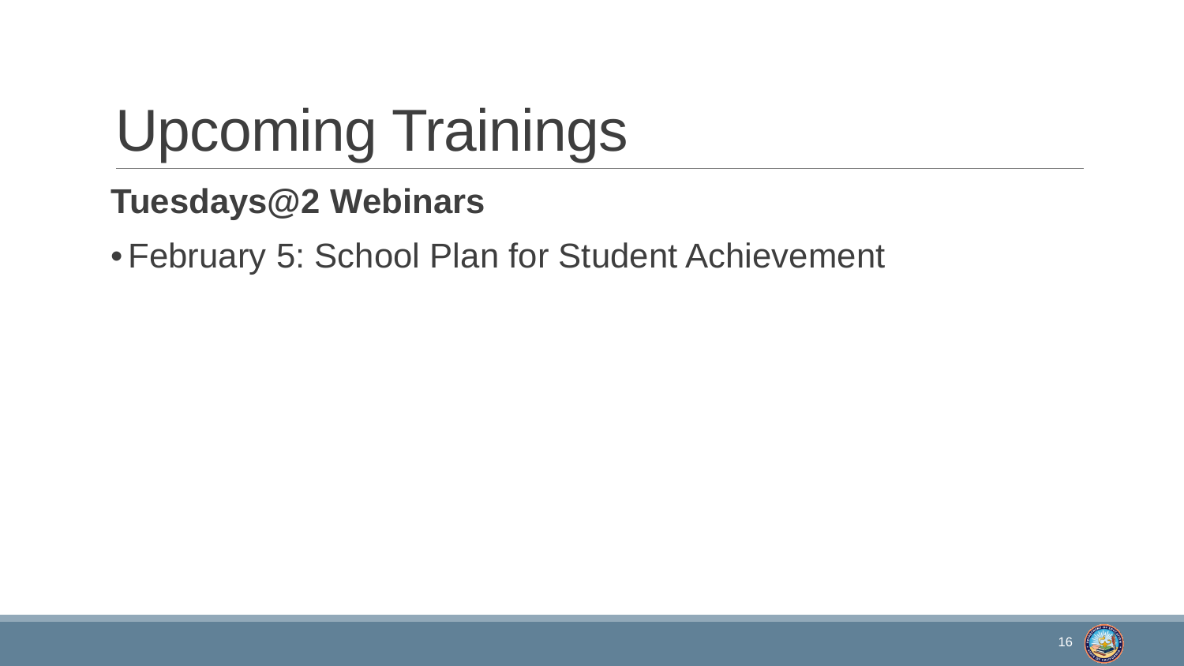# Upcoming Trainings

**Tuesdays@2 Webinars**

- February 5: School Plan for Student Achievement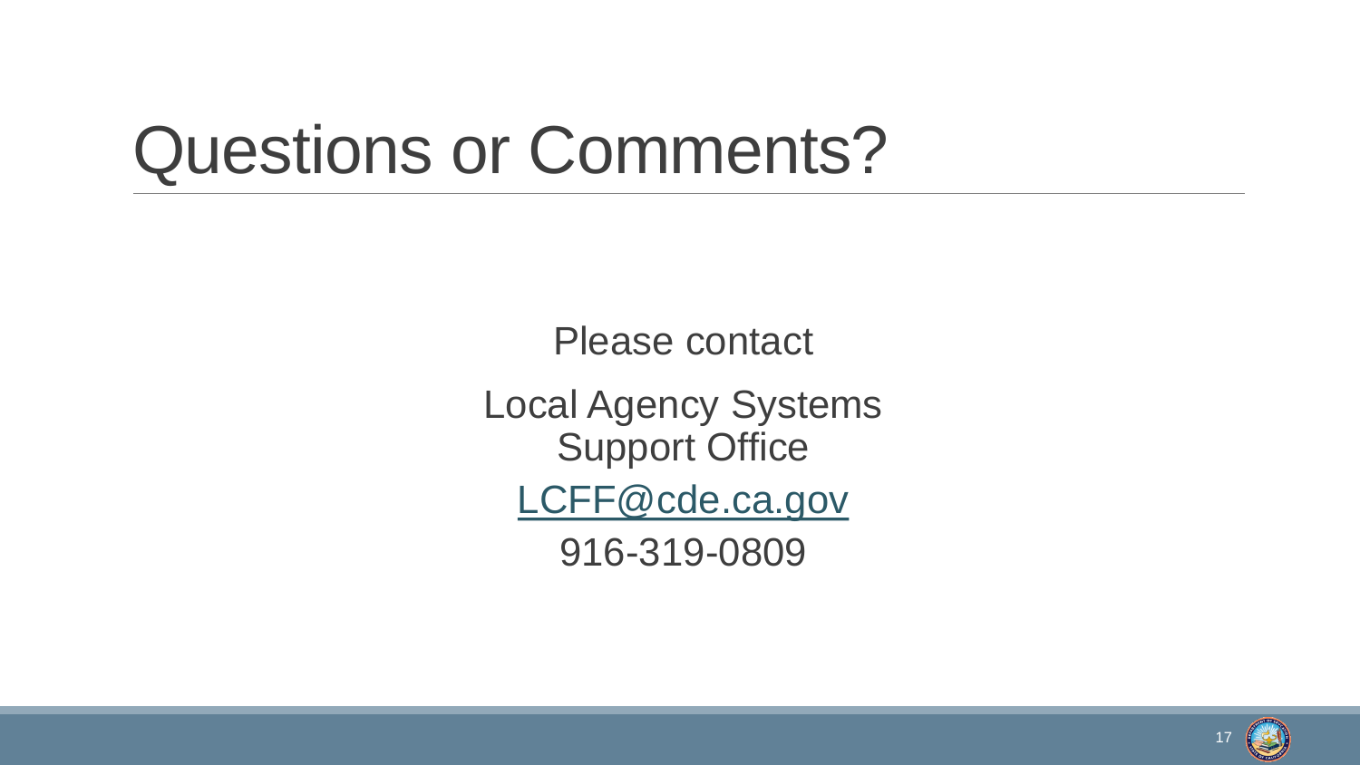# Questions or Comments?

Please contact

Local Agency Systems Support Office

[LCFF@cde.ca.gov](mailto:LCFF@cde.ca.gov)

916-319-0809